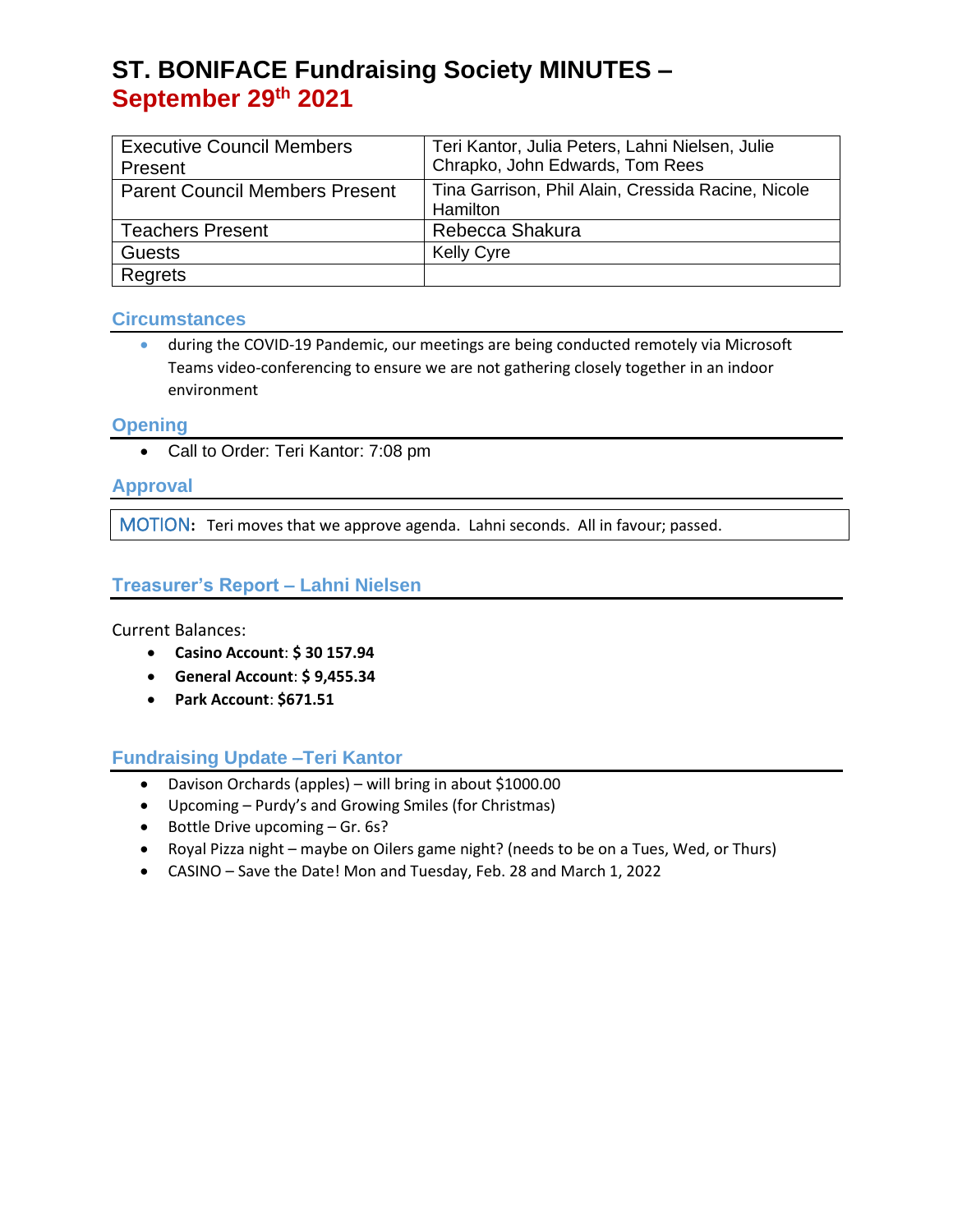# ST. BONIFACE Fundraising Society MINUTES – September 29th 2021

| | |
|---|---|
| Executive Council Members Present | Teri Kantor, Julia Peters, Lahni Nielsen, Julie Chrapko, John Edwards, Tom Rees |
| Parent Council Members Present | Tina Garrison, Phil Alain, Cressida Racine, Nicole Hamilton |
| Teachers Present | Rebecca Shakura |
| Guests | Kelly Cyre |
| Regrets | |

## Circumstances

- during the COVID-19 Pandemic, our meetings are being conducted remotely via Microsoft Teams video-conferencing to ensure we are not gathering closely together in an indoor environment

## Opening

- Call to Order: Teri Kantor: 7:08 pm

## Approval

**MOTION:** Teri moves that we approve agenda. Lahni seconds. All in favour; passed.

## Treasurer's Report – Lahni Nielsen

Current Balances:

- **Casino Account**: **$ 30 157.94**
- **General Account**: **$ 9,455.34**
- **Park Account**: **$671.51**

## Fundraising Update –Teri Kantor

- Davison Orchards (apples) – will bring in about $1000.00
- Upcoming – Purdy's and Growing Smiles (for Christmas)
- Bottle Drive upcoming – Gr. 6s?
- Royal Pizza night – maybe on Oilers game night? (needs to be on a Tues, Wed, or Thurs)
- CASINO – Save the Date! Mon and Tuesday, Feb. 28 and March 1, 2022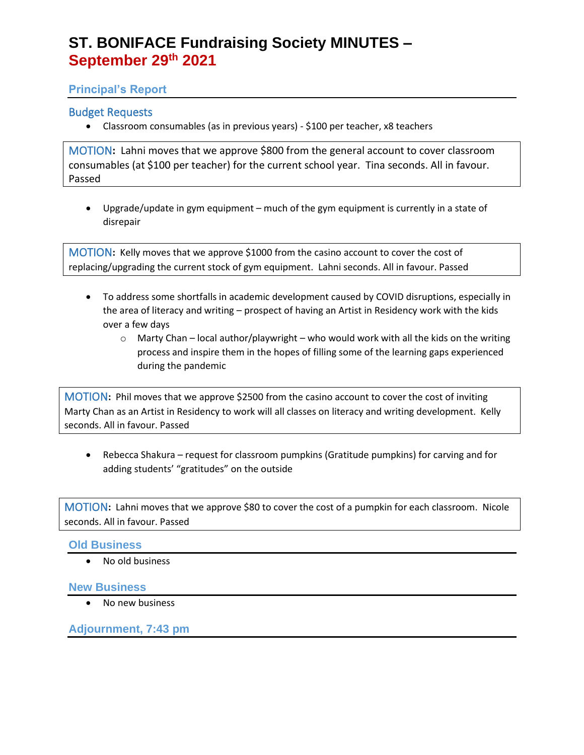# ST. BONIFACE Fundraising Society MINUTES – September 29th 2021

## Principal's Report

### Budget Requests

- Classroom consumables (as in previous years) - $100 per teacher, x8 teachers

**MOTION:** Lahni moves that we approve $800 from the general account to cover classroom consumables (at $100 per teacher) for the current school year. Tina seconds. All in favour. Passed

- Upgrade/update in gym equipment – much of the gym equipment is currently in a state of disrepair

**MOTION:** Kelly moves that we approve $1000 from the casino account to cover the cost of replacing/upgrading the current stock of gym equipment. Lahni seconds. All in favour. Passed

- To address some shortfalls in academic development caused by COVID disruptions, especially in the area of literacy and writing – prospect of having an Artist in Residency work with the kids over a few days
  - Marty Chan – local author/playwright – who would work with all the kids on the writing process and inspire them in the hopes of filling some of the learning gaps experienced during the pandemic

**MOTION:** Phil moves that we approve $2500 from the casino account to cover the cost of inviting Marty Chan as an Artist in Residency to work will all classes on literacy and writing development. Kelly seconds. All in favour. Passed

- Rebecca Shakura – request for classroom pumpkins (Gratitude pumpkins) for carving and for adding students' "gratitudes" on the outside

**MOTION:** Lahni moves that we approve $80 to cover the cost of a pumpkin for each classroom. Nicole seconds. All in favour. Passed

## Old Business

- No old business

## New Business

- No new business

## Adjournment, 7:43 pm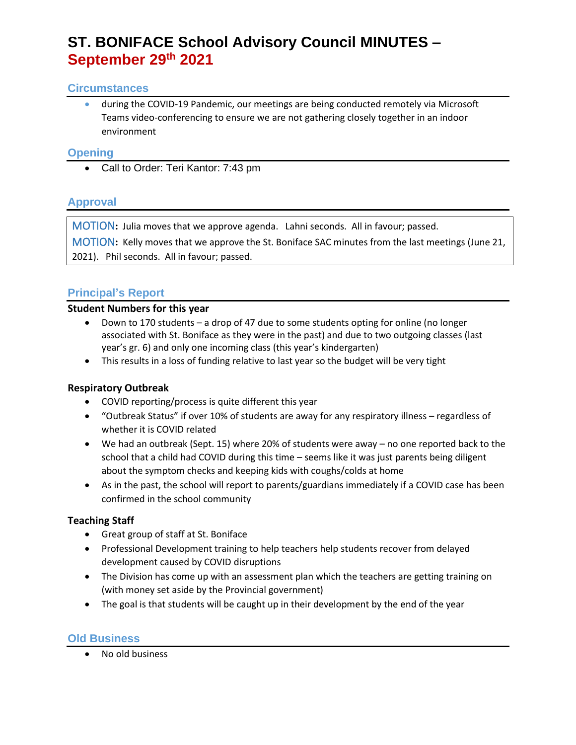# ST. BONIFACE School Advisory Council MINUTES – September 29th 2021

## Circumstances

- during the COVID-19 Pandemic, our meetings are being conducted remotely via Microsoft Teams video-conferencing to ensure we are not gathering closely together in an indoor environment

## Opening

- Call to Order: Teri Kantor: 7:43 pm

## Approval

MOTION: Julia moves that we approve agenda. Lahni seconds. All in favour; passed.

MOTION: Kelly moves that we approve the St. Boniface SAC minutes from the last meetings (June 21, 2021). Phil seconds. All in favour; passed.

## Principal's Report

**Student Numbers for this year**

- Down to 170 students – a drop of 47 due to some students opting for online (no longer associated with St. Boniface as they were in the past) and due to two outgoing classes (last year's gr. 6) and only one incoming class (this year's kindergarten)
- This results in a loss of funding relative to last year so the budget will be very tight

**Respiratory Outbreak**

- COVID reporting/process is quite different this year
- "Outbreak Status" if over 10% of students are away for any respiratory illness – regardless of whether it is COVID related
- We had an outbreak (Sept. 15) where 20% of students were away – no one reported back to the school that a child had COVID during this time – seems like it was just parents being diligent about the symptom checks and keeping kids with coughs/colds at home
- As in the past, the school will report to parents/guardians immediately if a COVID case has been confirmed in the school community

**Teaching Staff**

- Great group of staff at St. Boniface
- Professional Development training to help teachers help students recover from delayed development caused by COVID disruptions
- The Division has come up with an assessment plan which the teachers are getting training on (with money set aside by the Provincial government)
- The goal is that students will be caught up in their development by the end of the year

## Old Business

- No old business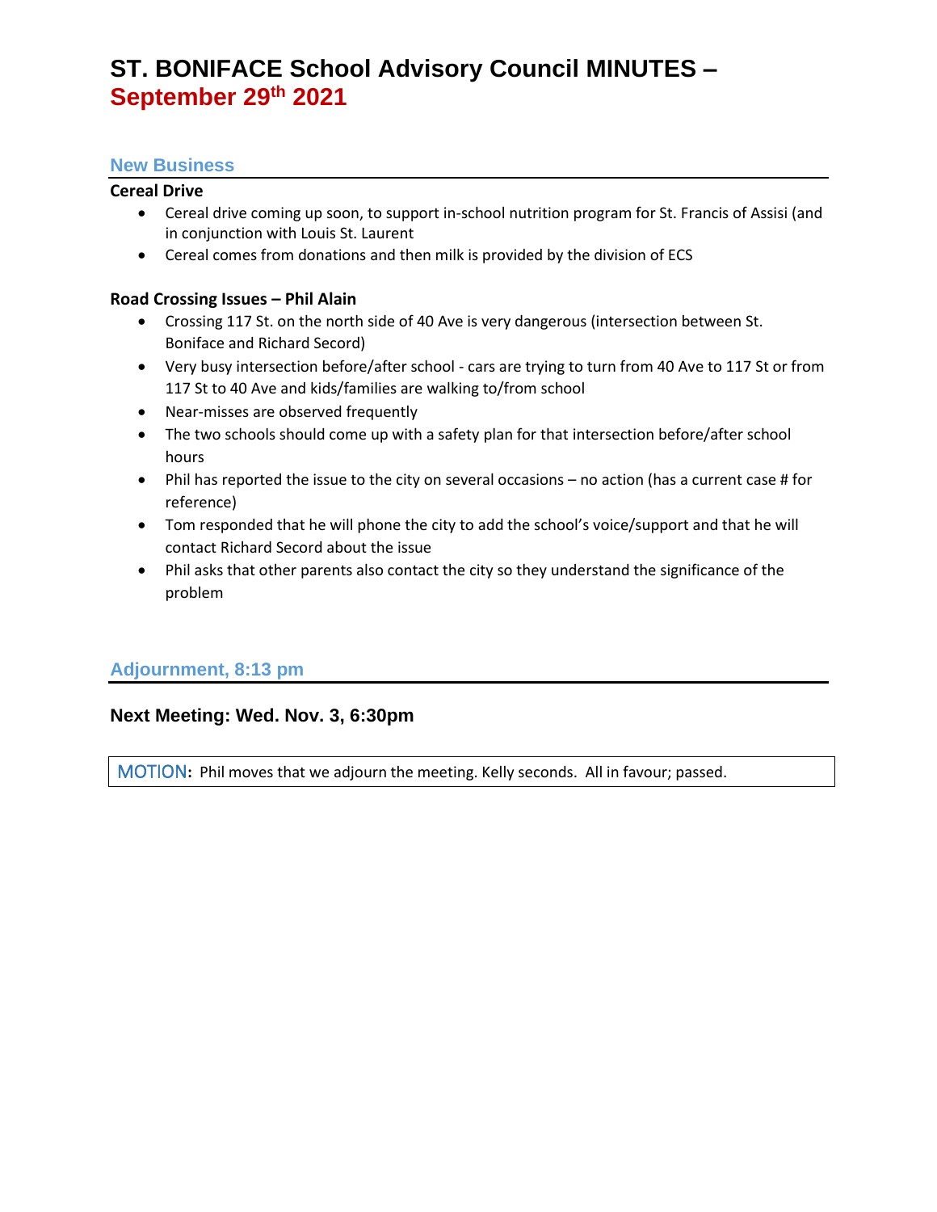# ST. BONIFACE School Advisory Council MINUTES – September 29th 2021

## New Business

**Cereal Drive**

- Cereal drive coming up soon, to support in-school nutrition program for St. Francis of Assisi (and in conjunction with Louis St. Laurent
- Cereal comes from donations and then milk is provided by the division of ECS

**Road Crossing Issues – Phil Alain**

- Crossing 117 St. on the north side of 40 Ave is very dangerous (intersection between St. Boniface and Richard Secord)
- Very busy intersection before/after school - cars are trying to turn from 40 Ave to 117 St or from 117 St to 40 Ave and kids/families are walking to/from school
- Near-misses are observed frequently
- The two schools should come up with a safety plan for that intersection before/after school hours
- Phil has reported the issue to the city on several occasions – no action (has a current case # for reference)
- Tom responded that he will phone the city to add the school's voice/support and that he will contact Richard Secord about the issue
- Phil asks that other parents also contact the city so they understand the significance of the problem

## Adjournment, 8:13 pm

### Next Meeting: Wed. Nov. 3, 6:30pm

MOTION: Phil moves that we adjourn the meeting. Kelly seconds. All in favour; passed.